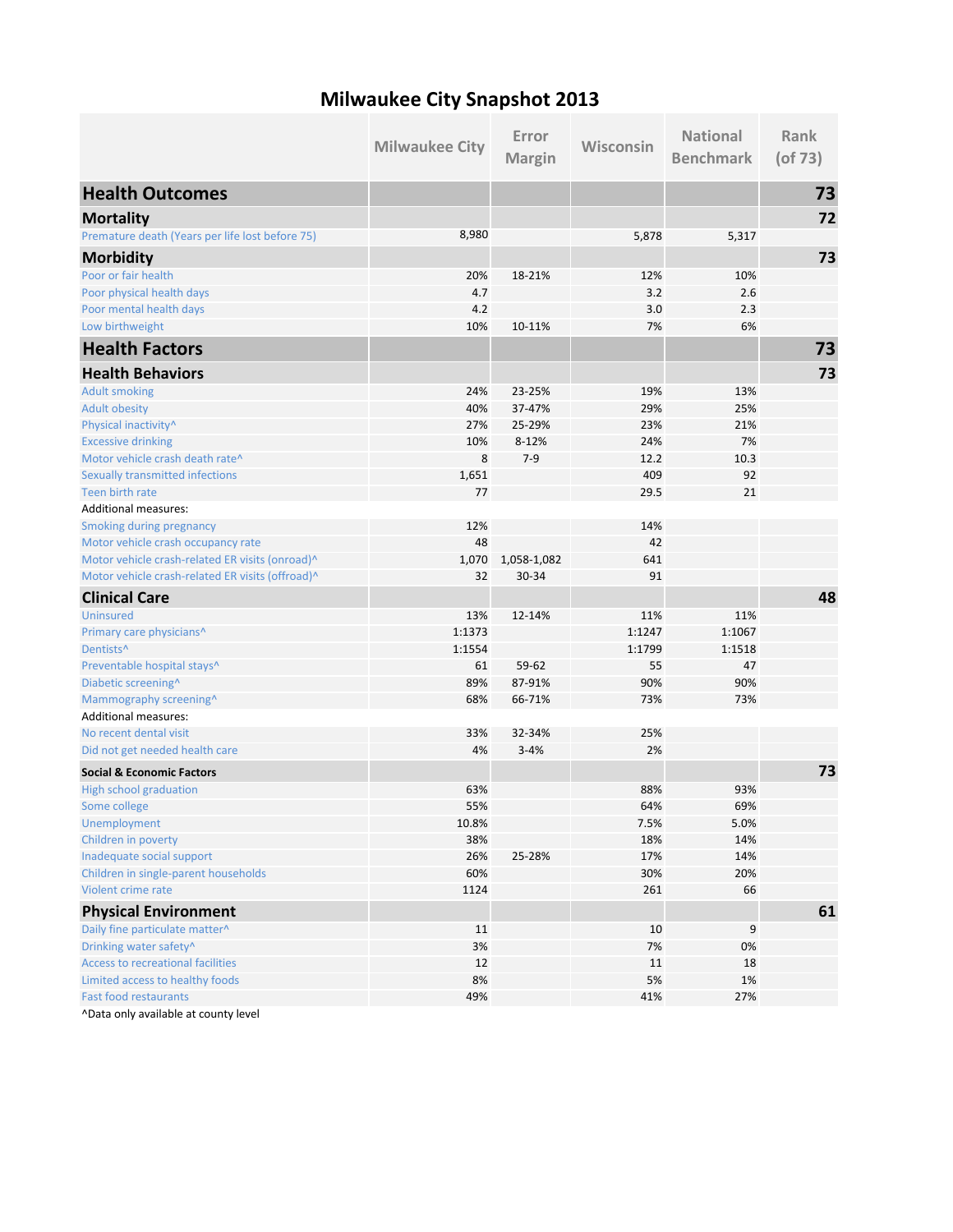# Milwaukee City Snapshot 2013

| | Milwaukee City | Error Margin | Wisconsin | National Benchmark | Rank (of 73) |
|---|---|---|---|---|---|
| **Health Outcomes** | | | | | **73** |
| **Mortality** | | | | | **72** |
| Premature death (Years per life lost before 75) | 8,980 | | 5,878 | 5,317 | |
| **Morbidity** | | | | | **73** |
| Poor or fair health | 20% | 18-21% | 12% | 10% | |
| Poor physical health days | 4.7 | | 3.2 | 2.6 | |
| Poor mental health days | 4.2 | | 3.0 | 2.3 | |
| Low birthweight | 10% | 10-11% | 7% | 6% | |
| **Health Factors** | | | | | **73** |
| **Health Behaviors** | | | | | **73** |
| Adult smoking | 24% | 23-25% | 19% | 13% | |
| Adult obesity | 40% | 37-47% | 29% | 25% | |
| Physical inactivity^ | 27% | 25-29% | 23% | 21% | |
| Excessive drinking | 10% | 8-12% | 24% | 7% | |
| Motor vehicle crash death rate^ | 8 | 7-9 | 12.2 | 10.3 | |
| Sexually transmitted infections | 1,651 | | 409 | 92 | |
| Teen birth rate | 77 | | 29.5 | 21 | |
| Additional measures: | | | | | |
| Smoking during pregnancy | 12% | | 14% | | |
| Motor vehicle crash occupancy rate | 48 | | 42 | | |
| Motor vehicle crash-related ER visits (onroad)^ | 1,070 | 1,058-1,082 | 641 | | |
| Motor vehicle crash-related ER visits (offroad)^ | 32 | 30-34 | 91 | | |
| **Clinical Care** | | | | | **48** |
| Uninsured | 13% | 12-14% | 11% | 11% | |
| Primary care physicians^ | 1:1373 | | 1:1247 | 1:1067 | |
| Dentists^ | 1:1554 | | 1:1799 | 1:1518 | |
| Preventable hospital stays^ | 61 | 59-62 | 55 | 47 | |
| Diabetic screening^ | 89% | 87-91% | 90% | 90% | |
| Mammography screening^ | 68% | 66-71% | 73% | 73% | |
| Additional measures: | | | | | |
| No recent dental visit | 33% | 32-34% | 25% | | |
| Did not get needed health care | 4% | 3-4% | 2% | | |
| **Social & Economic Factors** | | | | | **73** |
| High school graduation | 63% | | 88% | 93% | |
| Some college | 55% | | 64% | 69% | |
| Unemployment | 10.8% | | 7.5% | 5.0% | |
| Children in poverty | 38% | | 18% | 14% | |
| Inadequate social support | 26% | 25-28% | 17% | 14% | |
| Children in single-parent households | 60% | | 30% | 20% | |
| Violent crime rate | 1124 | | 261 | 66 | |
| **Physical Environment** | | | | | **61** |
| Daily fine particulate matter^ | 11 | | 10 | 9 | |
| Drinking water safety^ | 3% | | 7% | 0% | |
| Access to recreational facilities | 12 | | 11 | 18 | |
| Limited access to healthy foods | 8% | | 5% | 1% | |
| Fast food restaurants | 49% | | 41% | 27% | |

^Data only available at county level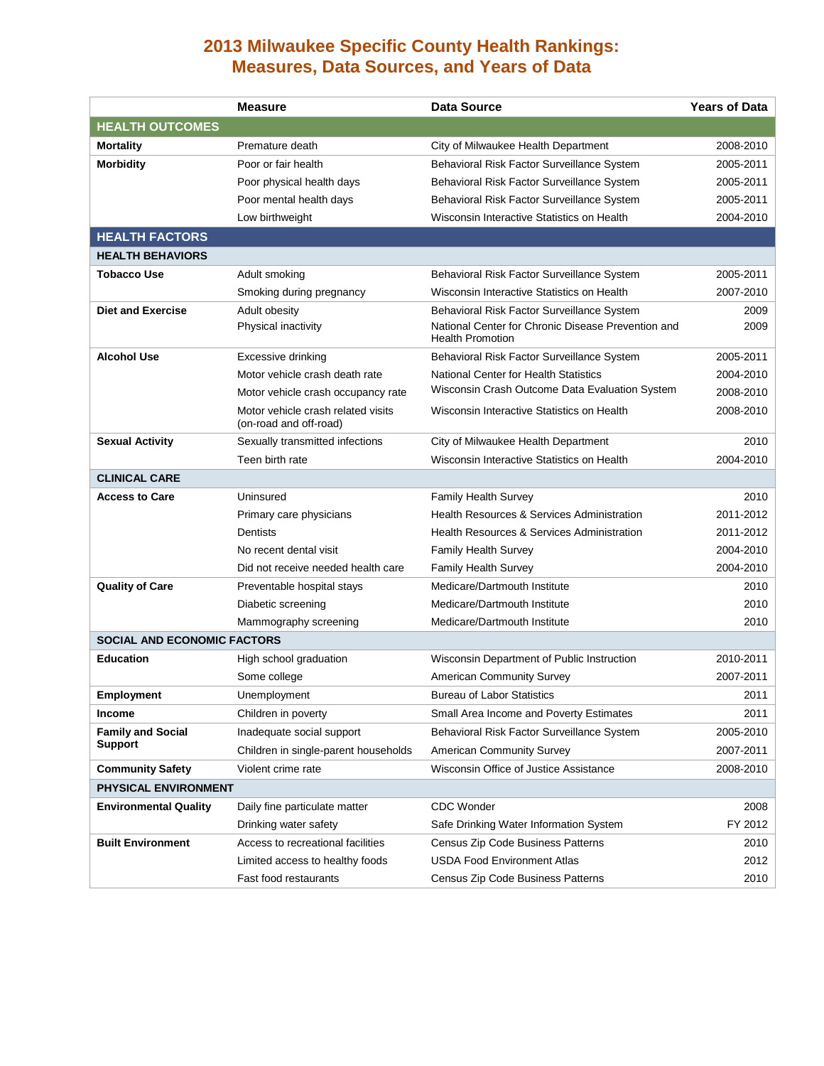# 2013 Milwaukee Specific County Health Rankings: Measures, Data Sources, and Years of Data

| | Measure | Data Source | Years of Data |
|---|---|---|---|
| **HEALTH OUTCOMES** | | | |
| **Mortality** | Premature death | City of Milwaukee Health Department | 2008-2010 |
| **Morbidity** | Poor or fair health | Behavioral Risk Factor Surveillance System | 2005-2011 |
| | Poor physical health days | Behavioral Risk Factor Surveillance System | 2005-2011 |
| | Poor mental health days | Behavioral Risk Factor Surveillance System | 2005-2011 |
| | Low birthweight | Wisconsin Interactive Statistics on Health | 2004-2010 |
| **HEALTH FACTORS** | | | |
| **HEALTH BEHAVIORS** | | | |
| **Tobacco Use** | Adult smoking | Behavioral Risk Factor Surveillance System | 2005-2011 |
| | Smoking during pregnancy | Wisconsin Interactive Statistics on Health | 2007-2010 |
| **Diet and Exercise** | Adult obesity | Behavioral Risk Factor Surveillance System | 2009 |
| | Physical inactivity | National Center for Chronic Disease Prevention and Health Promotion | 2009 |
| **Alcohol Use** | Excessive drinking | Behavioral Risk Factor Surveillance System | 2005-2011 |
| | Motor vehicle crash death rate | National Center for Health Statistics | 2004-2010 |
| | Motor vehicle crash occupancy rate | Wisconsin Crash Outcome Data Evaluation System | 2008-2010 |
| | Motor vehicle crash related visits (on-road and off-road) | Wisconsin Interactive Statistics on Health | 2008-2010 |
| **Sexual Activity** | Sexually transmitted infections | City of Milwaukee Health Department | 2010 |
| | Teen birth rate | Wisconsin Interactive Statistics on Health | 2004-2010 |
| **CLINICAL CARE** | | | |
| **Access to Care** | Uninsured | Family Health Survey | 2010 |
| | Primary care physicians | Health Resources & Services Administration | 2011-2012 |
| | Dentists | Health Resources & Services Administration | 2011-2012 |
| | No recent dental visit | Family Health Survey | 2004-2010 |
| | Did not receive needed health care | Family Health Survey | 2004-2010 |
| **Quality of Care** | Preventable hospital stays | Medicare/Dartmouth Institute | 2010 |
| | Diabetic screening | Medicare/Dartmouth Institute | 2010 |
| | Mammography screening | Medicare/Dartmouth Institute | 2010 |
| **SOCIAL AND ECONOMIC FACTORS** | | | |
| **Education** | High school graduation | Wisconsin Department of Public Instruction | 2010-2011 |
| | Some college | American Community Survey | 2007-2011 |
| **Employment** | Unemployment | Bureau of Labor Statistics | 2011 |
| **Income** | Children in poverty | Small Area Income and Poverty Estimates | 2011 |
| **Family and Social Support** | Inadequate social support | Behavioral Risk Factor Surveillance System | 2005-2010 |
| | Children in single-parent households | American Community Survey | 2007-2011 |
| **Community Safety** | Violent crime rate | Wisconsin Office of Justice Assistance | 2008-2010 |
| **PHYSICAL ENVIRONMENT** | | | |
| **Environmental Quality** | Daily fine particulate matter | CDC Wonder | 2008 |
| | Drinking water safety | Safe Drinking Water Information System | FY 2012 |
| **Built Environment** | Access to recreational facilities | Census Zip Code Business Patterns | 2010 |
| | Limited access to healthy foods | USDA Food Environment Atlas | 2012 |
| | Fast food restaurants | Census Zip Code Business Patterns | 2010 |